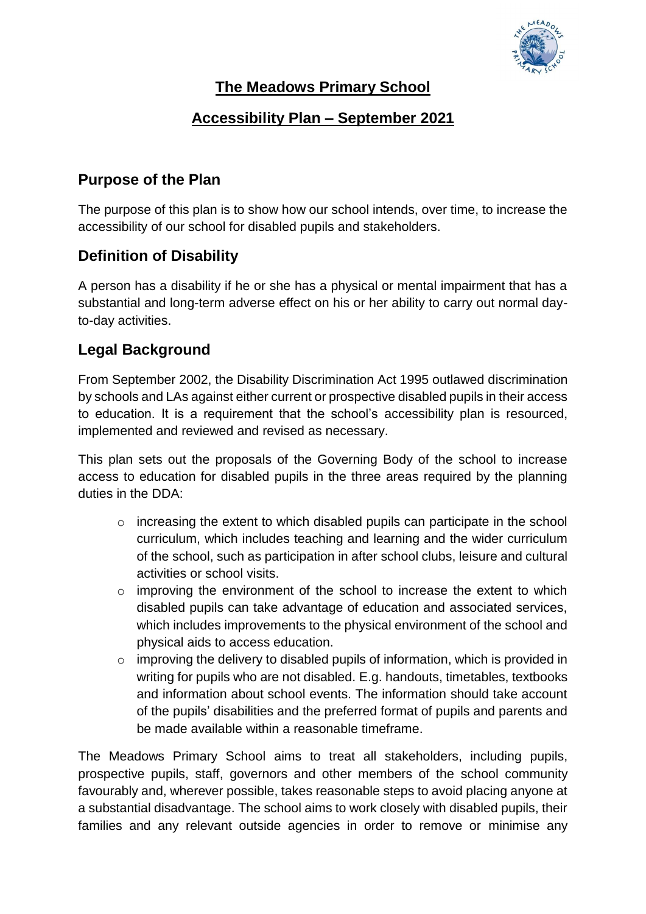# The Meadows Primary School

## Accessibility Plan – September 2021

## Purpose of the Plan

The purpose of this plan is to show how our school intends, over time, to increase the accessibility of our school for disabled pupils and stakeholders.

## Definition of Disability

A person has a disability if he or she has a physical or mental impairment that has a substantial and long-term adverse effect on his or her ability to carry out normal day-to-day activities.

## Legal Background

From September 2002, the Disability Discrimination Act 1995 outlawed discrimination by schools and LAs against either current or prospective disabled pupils in their access to education. It is a requirement that the school's accessibility plan is resourced, implemented and reviewed and revised as necessary.

This plan sets out the proposals of the Governing Body of the school to increase access to education for disabled pupils in the three areas required by the planning duties in the DDA:

- increasing the extent to which disabled pupils can participate in the school curriculum, which includes teaching and learning and the wider curriculum of the school, such as participation in after school clubs, leisure and cultural activities or school visits.
- improving the environment of the school to increase the extent to which disabled pupils can take advantage of education and associated services, which includes improvements to the physical environment of the school and physical aids to access education.
- improving the delivery to disabled pupils of information, which is provided in writing for pupils who are not disabled. E.g. handouts, timetables, textbooks and information about school events. The information should take account of the pupils' disabilities and the preferred format of pupils and parents and be made available within a reasonable timeframe.

The Meadows Primary School aims to treat all stakeholders, including pupils, prospective pupils, staff, governors and other members of the school community favourably and, wherever possible, takes reasonable steps to avoid placing anyone at a substantial disadvantage. The school aims to work closely with disabled pupils, their families and any relevant outside agencies in order to remove or minimise any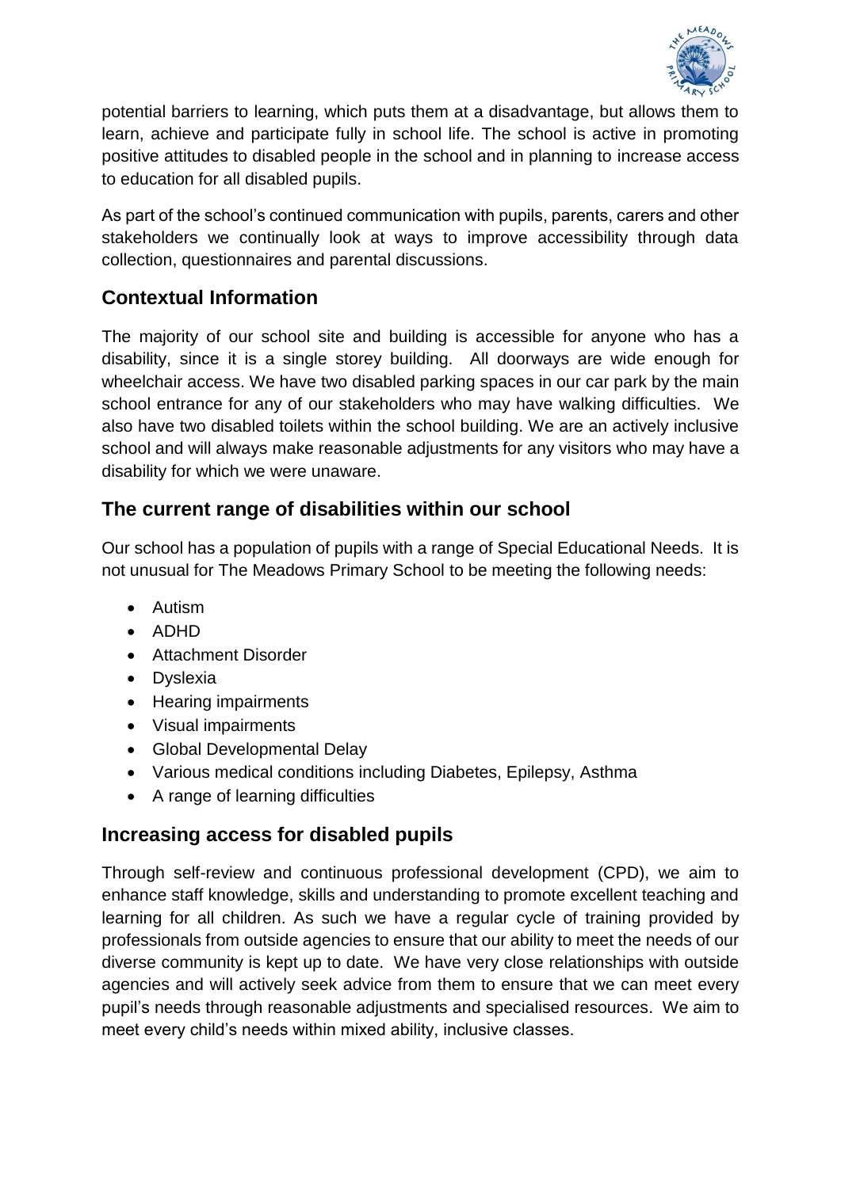potential barriers to learning, which puts them at a disadvantage, but allows them to learn, achieve and participate fully in school life. The school is active in promoting positive attitudes to disabled people in the school and in planning to increase access to education for all disabled pupils.

As part of the school's continued communication with pupils, parents, carers and other stakeholders we continually look at ways to improve accessibility through data collection, questionnaires and parental discussions.

## Contextual Information

The majority of our school site and building is accessible for anyone who has a disability, since it is a single storey building. All doorways are wide enough for wheelchair access. We have two disabled parking spaces in our car park by the main school entrance for any of our stakeholders who may have walking difficulties. We also have two disabled toilets within the school building. We are an actively inclusive school and will always make reasonable adjustments for any visitors who may have a disability for which we were unaware.

## The current range of disabilities within our school

Our school has a population of pupils with a range of Special Educational Needs. It is not unusual for The Meadows Primary School to be meeting the following needs:

- Autism
- ADHD
- Attachment Disorder
- Dyslexia
- Hearing impairments
- Visual impairments
- Global Developmental Delay
- Various medical conditions including Diabetes, Epilepsy, Asthma
- A range of learning difficulties

## Increasing access for disabled pupils

Through self-review and continuous professional development (CPD), we aim to enhance staff knowledge, skills and understanding to promote excellent teaching and learning for all children. As such we have a regular cycle of training provided by professionals from outside agencies to ensure that our ability to meet the needs of our diverse community is kept up to date. We have very close relationships with outside agencies and will actively seek advice from them to ensure that we can meet every pupil's needs through reasonable adjustments and specialised resources. We aim to meet every child's needs within mixed ability, inclusive classes.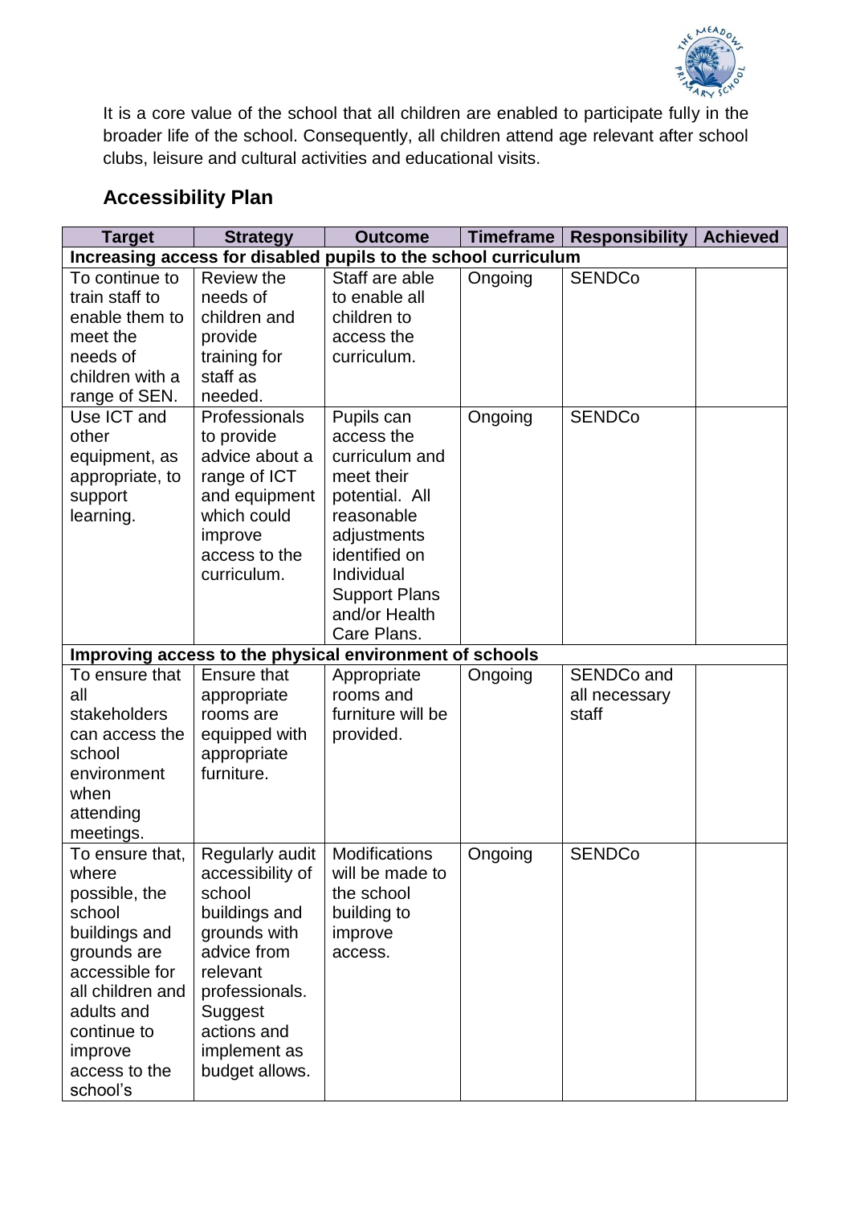It is a core value of the school that all children are enabled to participate fully in the broader life of the school. Consequently, all children attend age relevant after school clubs, leisure and cultural activities and educational visits.

## Accessibility Plan

| Target | Strategy | Outcome | Timeframe | Responsibility | Achieved |
|---|---|---|---|---|---|
| **Increasing access for disabled pupils to the school curriculum** | | | | | |
| To continue to train staff to enable them to meet the needs of children with a range of SEN. | Review the needs of children and provide training for staff as needed. | Staff are able to enable all children to access the curriculum. | Ongoing | SENDCo | |
| Use ICT and other equipment, as appropriate, to support learning. | Professionals to provide advice about a range of ICT and equipment which could improve access to the curriculum. | Pupils can access the curriculum and meet their potential. All reasonable adjustments identified on Individual Support Plans and/or Health Care Plans. | Ongoing | SENDCo | |
| **Improving access to the physical environment of schools** | | | | | |
| To ensure that all stakeholders can access the school environment when attending meetings. | Ensure that appropriate rooms are equipped with appropriate furniture. | Appropriate rooms and furniture will be provided. | Ongoing | SENDCo and all necessary staff | |
| To ensure that, where possible, the school buildings and grounds are accessible for all children and adults and continue to improve access to the school's | Regularly audit accessibility of school buildings and grounds with advice from relevant professionals. Suggest actions and implement as budget allows. | Modifications will be made to the school building to improve access. | Ongoing | SENDCo | |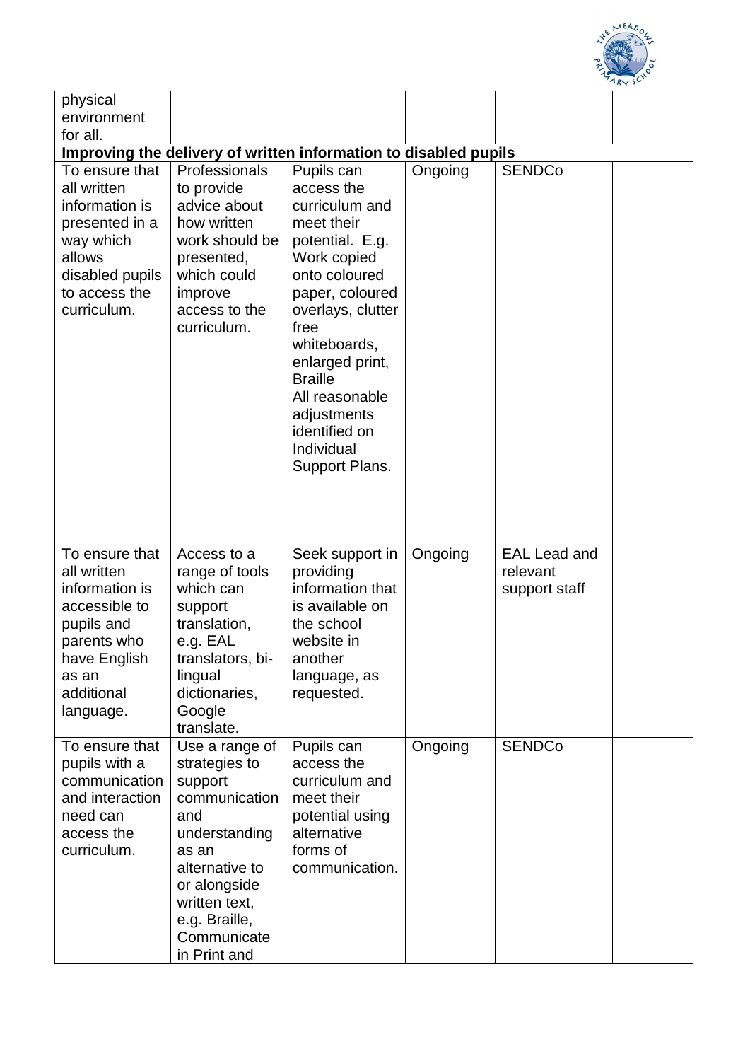| | | | | | |
|---|---|---|---|---|---|
| physical environment for all. | | | | | |
| **Improving the delivery of written information to disabled pupils** | | | | | |
| To ensure that all written information is presented in a way which allows disabled pupils to access the curriculum. | Professionals to provide advice about how written work should be presented, which could improve access to the curriculum. | Pupils can access the curriculum and meet their potential. E.g. Work copied onto coloured paper, coloured overlays, clutter free whiteboards, enlarged print, Braille<br>All reasonable adjustments identified on Individual Support Plans. | Ongoing | SENDCo | |
| To ensure that all written information is accessible to pupils and parents who have English as an additional language. | Access to a range of tools which can support translation, e.g. EAL translators, bi-lingual dictionaries, Google translate. | Seek support in providing information that is available on the school website in another language, as requested. | Ongoing | EAL Lead and relevant support staff | |
| To ensure that pupils with a communication and interaction need can access the curriculum. | Use a range of strategies to support communication and understanding as an alternative to or alongside written text, e.g. Braille, Communicate in Print and | Pupils can access the curriculum and meet their potential using alternative forms of communication. | Ongoing | SENDCo | |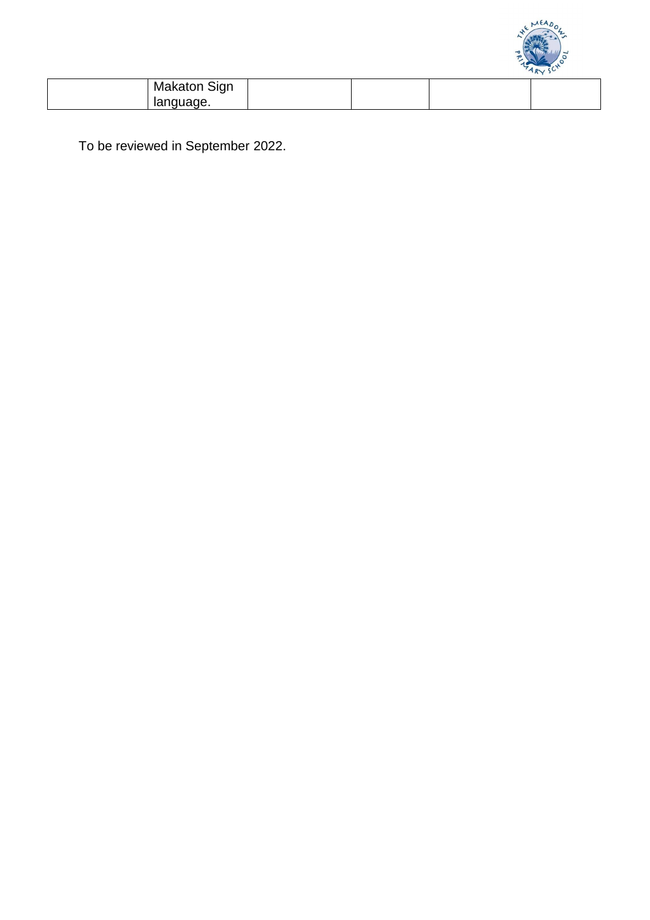| | | | | | |
|---|---|---|---|---|---|
| | Makaton Sign language. | | | | |

To be reviewed in September 2022.